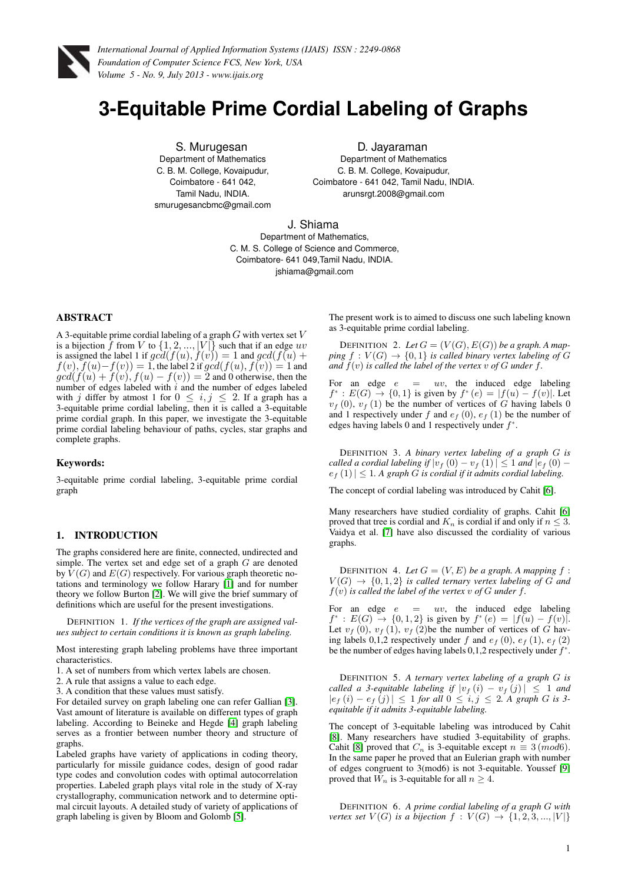# 3-Equitable Prime Cordial Labeling of Graphs

S. Murugesan
Department of Mathematics
C. B. M. College, Kovaipudur,
Coimbatore - 641 042,
Tamil Nadu, INDIA.
smurugesancbmc@gmail.com

D. Jayaraman
Department of Mathematics
C. B. M. College, Kovaipudur,
Coimbatore - 641 042, Tamil Nadu, INDIA.
arunsrgt.2008@gmail.com

J. Shiama
Department of Mathematics,
C. M. S. College of Science and Commerce,
Coimbatore- 641 049,Tamil Nadu, INDIA.
jshiama@gmail.com

## ABSTRACT

A 3-equitable prime cordial labeling of a graph $G$ with vertex set $V$ is a bijection $f$ from $V$ to $\{1, 2, ..., |V|\}$ such that if an edge $uv$ is assigned the label 1 if $gcd(f(u), f(v)) = 1$ and $gcd(f(u) + f(v), f(u)-f(v)) = 1$, the label 2 if $gcd(f(u), f(v)) = 1$ and $gcd(f(u) + f(v), f(u) - f(v)) = 2$ and 0 otherwise, then the number of edges labeled with $i$ and the number of edges labeled with $j$ differ by atmost 1 for $0 \leq i, j \leq 2$. If a graph has a 3-equitable prime cordial labeling, then it is called a 3-equitable prime cordial graph. In this paper, we investigate the 3-equitable prime cordial labeling behaviour of paths, cycles, star graphs and complete graphs.

### Keywords:

3-equitable prime cordial labeling, 3-equitable prime cordial graph

## 1. INTRODUCTION

The graphs considered here are finite, connected, undirected and simple. The vertex set and edge set of a graph $G$ are denoted by $V(G)$ and $E(G)$ respectively. For various graph theoretic notations and terminology we follow Harary [1] and for number theory we follow Burton [2]. We will give the brief summary of definitions which are useful for the present investigations.

DEFINITION 1. *If the vertices of the graph are assigned values subject to certain conditions it is known as graph labeling.*

Most interesting graph labeling problems have three important characteristics.

1. A set of numbers from which vertex labels are chosen.
2. A rule that assigns a value to each edge.
3. A condition that these values must satisfy.

For detailed survey on graph labeling one can refer Gallian [3]. Vast amount of literature is available on different types of graph labeling. According to Beineke and Hegde [4] graph labeling serves as a frontier between number theory and structure of graphs.

Labeled graphs have variety of applications in coding theory, particularly for missile guidance codes, design of good radar type codes and convolution codes with optimal autocorrelation properties. Labeled graph plays vital role in the study of X-ray crystallography, communication network and to determine optimal circuit layouts. A detailed study of variety of applications of graph labeling is given by Bloom and Golomb [5].

The present work is to aimed to discuss one such labeling known as 3-equitable prime cordial labeling.

DEFINITION 2. *Let $G = (V(G), E(G))$ be a graph. A mapping $f : V(G) \to \{0, 1\}$ is called binary vertex labeling of $G$ and $f(v)$ is called the label of the vertex $v$ of $G$ under $f$.*

For an edge $e = uv$, the induced edge labeling $f^* : E(G) \to \{0, 1\}$ is given by $f^*(e) = |f(u) - f(v)|$. Let $v_f(0)$, $v_f(1)$ be the number of vertices of $G$ having labels 0 and 1 respectively under $f$ and $e_f(0)$, $e_f(1)$ be the number of edges having labels 0 and 1 respectively under $f^*$.

DEFINITION 3. *A binary vertex labeling of a graph $G$ is called a cordial labeling if $|v_f(0) - v_f(1)| \leq 1$ and $|e_f(0) - e_f(1)| \leq 1$. A graph $G$ is cordial if it admits cordial labeling.*

The concept of cordial labeling was introduced by Cahit [6].

Many researchers have studied cordiality of graphs. Cahit [6] proved that tree is cordial and $K_n$ is cordial if and only if $n \leq 3$. Vaidya et al. [7] have also discussed the cordiality of various graphs.

DEFINITION 4. *Let $G = (V, E)$ be a graph. A mapping $f : V(G) \to \{0, 1, 2\}$ is called ternary vertex labeling of $G$ and $f(v)$ is called the label of the vertex $v$ of $G$ under $f$.*

For an edge $e = uv$, the induced edge labeling $f^* : E(G) \to \{0, 1, 2\}$ is given by $f^*(e) = |f(u) - f(v)|$. Let $v_f(0)$, $v_f(1)$, $v_f(2)$be the number of vertices of $G$ having labels 0,1,2 respectively under $f$ and $e_f(0)$, $e_f(1)$, $e_f(2)$ be the number of edges having labels 0,1,2 respectively under $f^*$.

DEFINITION 5. *A ternary vertex labeling of a graph $G$ is called a 3-equitable labeling if $|v_f(i) - v_f(j)| \leq 1$ and $|e_f(i) - e_f(j)| \leq 1$ for all $0 \leq i, j \leq 2$. A graph $G$ is 3-equitable if it admits 3-equitable labeling.*

The concept of 3-equitable labeling was introduced by Cahit [8]. Many researchers have studied 3-equitability of graphs. Cahit [8] proved that $C_n$ is 3-equitable except $n \equiv 3\,(mod6)$. In the same paper he proved that an Eulerian graph with number of edges congruent to 3(mod6) is not 3-equitable. Youssef [9] proved that $W_n$ is 3-equitable for all $n \geq 4$.

DEFINITION 6. *A prime cordial labeling of a graph $G$ with vertex set $V(G)$ is a bijection $f : V(G) \to \{1, 2, 3, ..., |V|\}$*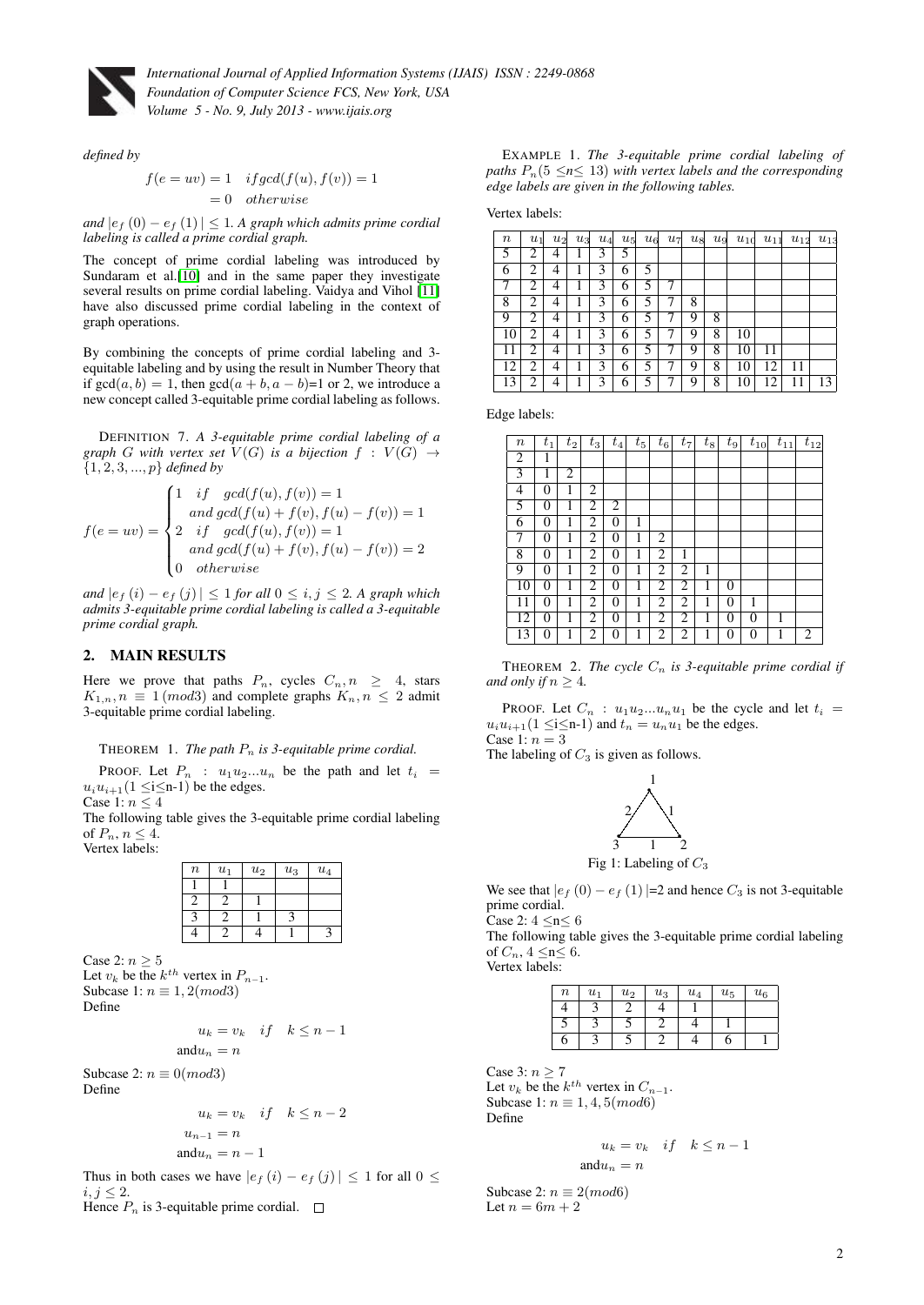*defined by*

$$f(e = uv) = 1 \quad if gcd(f(u), f(v)) = 1$$
$$= 0 \quad otherwise$$

*and* $|e_f(0) - e_f(1)| \leq 1$. *A graph which admits prime cordial labeling is called a prime cordial graph.*

The concept of prime cordial labeling was introduced by Sundaram et al.[10] and in the same paper they investigate several results on prime cordial labeling. Vaidya and Vihol [11] have also discussed prime cordial labeling in the context of graph operations.

By combining the concepts of prime cordial labeling and 3-equitable labeling and by using the result in Number Theory that if $\gcd(a, b) = 1$, then $\gcd(a + b, a - b)$=1 or 2, we introduce a new concept called 3-equitable prime cordial labeling as follows.

DEFINITION 7. *A 3-equitable prime cordial labeling of a graph G with vertex set $V(G)$ is a bijection $f : V(G) \rightarrow \{1, 2, 3, ..., p\}$ defined by*

$$f(e = uv) = \begin{cases} 1 & if \quad gcd(f(u), f(v)) = 1 \\ & and\ gcd(f(u) + f(v), f(u) - f(v)) = 1 \\ 2 & if \quad gcd(f(u), f(v)) = 1 \\ & and\ gcd(f(u) + f(v), f(u) - f(v)) = 2 \\ 0 & otherwise \end{cases}$$

*and* $|e_f(i) - e_f(j)| \leq 1$ *for all* $0 \leq i, j \leq 2$. *A graph which admits 3-equitable prime cordial labeling is called a 3-equitable prime cordial graph.*

## 2. MAIN RESULTS

Here we prove that paths $P_n$, cycles $C_n, n \geq 4$, stars $K_{1,n}, n \equiv 1\,(mod 3)$ and complete graphs $K_n, n \leq 2$ admit 3-equitable prime cordial labeling.

THEOREM 1. *The path $P_n$ is 3-equitable prime cordial.*

PROOF. Let $P_n : u_1 u_2 ... u_n$ be the path and let $t_i = u_i u_{i+1} (1 \leq$i$\leq$n-1) be the edges.
Case 1: $n \leq 4$
The following table gives the 3-equitable prime cordial labeling of $P_n, n \leq 4$.
Vertex labels:

| $n$ | $u_1$ | $u_2$ | $u_3$ | $u_4$ |
|---|---|---|---|---|
| 1 | 1 | | | |
| 2 | 2 | 1 | | |
| 3 | 2 | 1 | 3 | |
| 4 | 2 | 4 | 1 | 3 |

Case 2: $n \geq 5$
Let $v_k$ be the $k^{th}$ vertex in $P_{n-1}$.
Subcase 1: $n \equiv 1, 2(mod 3)$
Define

$$u_k = v_k \quad if \quad k \leq n-1$$
$$\text{and} u_n = n$$

Subcase 2: $n \equiv 0(mod 3)$
Define

$$u_k = v_k \quad if \quad k \leq n-2$$
$$u_{n-1} = n$$
$$\text{and} u_n = n-1$$

Thus in both cases we have $|e_f(i) - e_f(j)| \leq 1$ for all $0 \leq i, j \leq 2$.
Hence $P_n$ is 3-equitable prime cordial. □

EXAMPLE 1. *The 3-equitable prime cordial labeling of paths $P_n (5 \leq$n$\leq 13)$ with vertex labels and the corresponding edge labels are given in the following tables.*

Vertex labels:

| $n$ | $u_1$ | $u_2$ | $u_3$ | $u_4$ | $u_5$ | $u_6$ | $u_7$ | $u_8$ | $u_9$ | $u_{10}$ | $u_{11}$ | $u_{12}$ | $u_{13}$ |
|---|---|---|---|---|---|---|---|---|---|---|---|---|---|
| 5 | 2 | 4 | 1 | 3 | 5 | | | | | | | | |
| 6 | 2 | 4 | 1 | 3 | 6 | 5 | | | | | | | |
| 7 | 2 | 4 | 1 | 3 | 6 | 5 | 7 | | | | | | |
| 8 | 2 | 4 | 1 | 3 | 6 | 5 | 7 | 8 | | | | | |
| 9 | 2 | 4 | 1 | 3 | 6 | 5 | 7 | 9 | 8 | | | | |
| 10 | 2 | 4 | 1 | 3 | 6 | 5 | 7 | 9 | 8 | 10 | | | |
| 11 | 2 | 4 | 1 | 3 | 6 | 5 | 7 | 9 | 8 | 10 | 11 | | |
| 12 | 2 | 4 | 1 | 3 | 6 | 5 | 7 | 9 | 8 | 10 | 12 | 11 | |
| 13 | 2 | 4 | 1 | 3 | 6 | 5 | 7 | 9 | 8 | 10 | 12 | 11 | 13 |

Edge labels:

| $n$ | $t_1$ | $t_2$ | $t_3$ | $t_4$ | $t_5$ | $t_6$ | $t_7$ | $t_8$ | $t_9$ | $t_{10}$ | $t_{11}$ | $t_{12}$ |
|---|---|---|---|---|---|---|---|---|---|---|---|---|
| 2 | 1 | | | | | | | | | | | |
| 3 | 1 | 2 | | | | | | | | | | |
| 4 | 0 | 1 | 2 | | | | | | | | | |
| 5 | 0 | 1 | 2 | 2 | | | | | | | | |
| 6 | 0 | 1 | 2 | 0 | 1 | | | | | | | |
| 7 | 0 | 1 | 2 | 0 | 1 | 2 | | | | | | |
| 8 | 0 | 1 | 2 | 0 | 1 | 2 | 1 | | | | | |
| 9 | 0 | 1 | 2 | 0 | 1 | 2 | 2 | 1 | | | | |
| 10 | 0 | 1 | 2 | 0 | 1 | 2 | 2 | 1 | 0 | | | |
| 11 | 0 | 1 | 2 | 0 | 1 | 2 | 2 | 1 | 0 | 1 | | |
| 12 | 0 | 1 | 2 | 0 | 1 | 2 | 2 | 1 | 0 | 0 | 1 | |
| 13 | 0 | 1 | 2 | 0 | 1 | 2 | 2 | 1 | 0 | 0 | 1 | 2 |

THEOREM 2. *The cycle $C_n$ is 3-equitable prime cordial if and only if $n \geq 4$.*

PROOF. Let $C_n : u_1 u_2 ... u_n u_1$ be the cycle and let $t_i = u_i u_{i+1} (1 \leq$i$\leq$n-1) and $t_n = u_n u_1$ be the edges.
Case 1: $n = 3$
The labeling of $C_3$ is given as follows.

Fig 1: Labeling of $C_3$

We see that $|e_f(0) - e_f(1)|$=2 and hence $C_3$ is not 3-equitable prime cordial.
Case 2: $4 \leq$n$\leq 6$
The following table gives the 3-equitable prime cordial labeling of $C_n, 4 \leq$n$\leq 6$.
Vertex labels:

| $n$ | $u_1$ | $u_2$ | $u_3$ | $u_4$ | $u_5$ | $u_6$ |
|---|---|---|---|---|---|---|
| 4 | 3 | 2 | 4 | 1 | | |
| 5 | 3 | 5 | 2 | 4 | 1 | |
| 6 | 3 | 5 | 2 | 4 | 6 | 1 |

Case 3: $n \geq 7$
Let $v_k$ be the $k^{th}$ vertex in $C_{n-1}$.
Subcase 1: $n \equiv 1, 4, 5(mod 6)$
Define

$$u_k = v_k \quad if \quad k \leq n-1$$
$$\text{and} u_n = n$$

Subcase 2: $n \equiv 2(mod 6)$
Let $n = 6m + 2$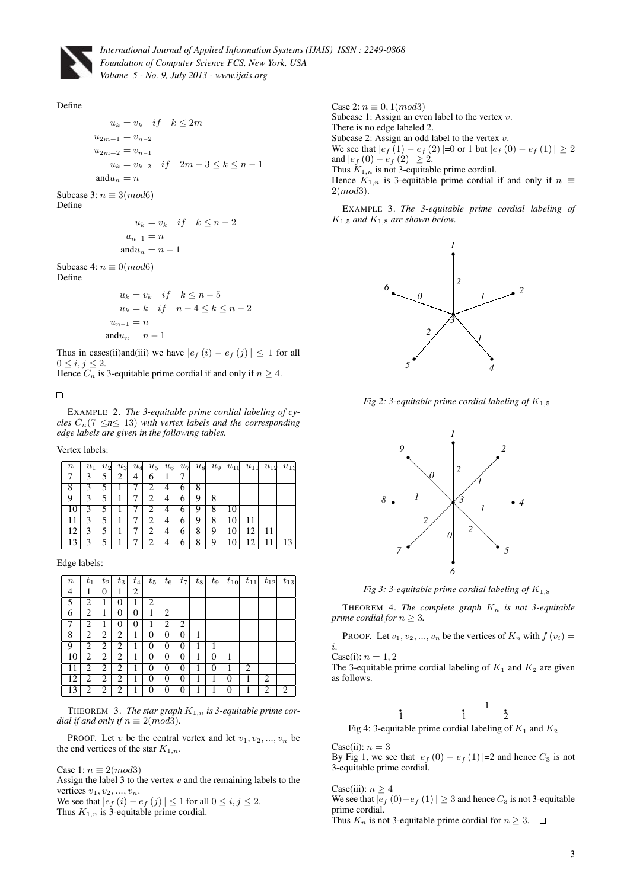Define

$$
\begin{aligned}
u_k &= v_k \quad if \quad k \leq 2m \\
u_{2m+1} &= v_{n-2} \\
u_{2m+2} &= v_{n-1} \\
u_k &= v_{k-2} \quad if \quad 2m+3 \leq k \leq n-1 \\
\text{and} u_n &= n
\end{aligned}
$$

Subcase 3: $n \equiv 3(mod6)$
Define

$$
\begin{aligned}
u_k &= v_k \quad if \quad k \leq n-2 \\
u_{n-1} &= n \\
\text{and} u_n &= n-1
\end{aligned}
$$

Subcase 4: $n \equiv 0(mod6)$
Define

$$
\begin{aligned}
u_k &= v_k \quad if \quad k \leq n-5 \\
u_k &= k \quad if \quad n-4 \leq k \leq n-2 \\
u_{n-1} &= n \\
\text{and} u_n &= n-1
\end{aligned}
$$

Thus in cases(ii)and(iii) we have $|e_f(i) - e_f(j)| \leq 1$ for all $0 \leq i, j \leq 2$.
Hence $C_n$ is 3-equitable prime cordial if and only if $n \geq 4$.

□

EXAMPLE 2. *The 3-equitable prime cordial labeling of cycles $C_n(7 \leq n \leq 13)$ with vertex labels and the corresponding edge labels are given in the following tables.*

Vertex labels:

| $n$ | $u_1$ | $u_2$ | $u_3$ | $u_4$ | $u_5$ | $u_6$ | $u_7$ | $u_8$ | $u_9$ | $u_{10}$ | $u_{11}$ | $u_{12}$ | $u_{13}$ |
|---|---|---|---|---|---|---|---|---|---|---|---|---|---|
| 7 | 3 | 5 | 2 | 4 | 6 | 1 | 7 | | | | | | |
| 8 | 3 | 5 | 1 | 7 | 2 | 4 | 6 | 8 | | | | | |
| 9 | 3 | 5 | 1 | 7 | 2 | 4 | 6 | 9 | 8 | | | | |
| 10 | 3 | 5 | 1 | 7 | 2 | 4 | 6 | 9 | 8 | 10 | | | |
| 11 | 3 | 5 | 1 | 7 | 2 | 4 | 6 | 9 | 8 | 10 | 11 | | |
| 12 | 3 | 5 | 1 | 7 | 2 | 4 | 6 | 8 | 9 | 10 | 12 | 11 | |
| 13 | 3 | 5 | 1 | 7 | 2 | 4 | 6 | 8 | 9 | 10 | 12 | 11 | 13 |

Edge labels:

| $n$ | $t_1$ | $t_2$ | $t_3$ | $t_4$ | $t_5$ | $t_6$ | $t_7$ | $t_8$ | $t_9$ | $t_{10}$ | $t_{11}$ | $t_{12}$ | $t_{13}$ |
|---|---|---|---|---|---|---|---|---|---|---|---|---|---|
| 4 | 1 | 0 | 1 | 2 | | | | | | | | | |
| 5 | 2 | 1 | 0 | 1 | 2 | | | | | | | | |
| 6 | 2 | 1 | 0 | 0 | 1 | 2 | | | | | | | |
| 7 | 2 | 1 | 0 | 0 | 1 | 2 | 2 | | | | | | |
| 8 | 2 | 2 | 2 | 1 | 0 | 0 | 0 | 1 | | | | | |
| 9 | 2 | 2 | 2 | 1 | 0 | 0 | 0 | 1 | 1 | | | | |
| 10 | 2 | 2 | 2 | 1 | 0 | 0 | 0 | 1 | 0 | 1 | | | |
| 11 | 2 | 2 | 2 | 1 | 0 | 0 | 0 | 1 | 0 | 1 | 2 | | |
| 12 | 2 | 2 | 2 | 1 | 0 | 0 | 0 | 1 | 1 | 0 | 1 | 2 | |
| 13 | 2 | 2 | 2 | 1 | 0 | 0 | 0 | 1 | 1 | 0 | 1 | 2 | 2 |

THEOREM 3. *The star graph $K_{1,n}$ is 3-equitable prime cordial if and only if $n \equiv 2(mod3)$.*

PROOF. Let $v$ be the central vertex and let $v_1, v_2, ..., v_n$ be the end vertices of the star $K_{1,n}$.

Case 1: $n \equiv 2(mod3)$
Assign the label 3 to the vertex $v$ and the remaining labels to the vertices $v_1, v_2, ..., v_n$.
We see that $|e_f(i) - e_f(j)| \leq 1$ for all $0 \leq i, j \leq 2$.
Thus $K_{1,n}$ is 3-equitable prime cordial.

Case 2: $n \equiv 0, 1(mod3)$
Subcase 1: Assign an even label to the vertex $v$.
There is no edge labeled 2.
Subcase 2: Assign an odd label to the vertex $v$.
We see that $|e_f(1) - e_f(2)|$=0 or 1 but $|e_f(0) - e_f(1)| \geq 2$ and $|e_f(0) - e_f(2)| \geq 2$.
Thus $K_{1,n}$ is not 3-equitable prime cordial.
Hence $K_{1,n}$ is 3-equitable prime cordial if and only if $n \equiv 2(mod3)$. □

EXAMPLE 3. *The 3-equitable prime cordial labeling of $K_{1,5}$ and $K_{1,8}$ are shown below.*

*Fig 2: 3-equitable prime cordial labeling of $K_{1,5}$*

*Fig 3: 3-equitable prime cordial labeling of $K_{1,8}$*

THEOREM 4. *The complete graph $K_n$ is not 3-equitable prime cordial for $n \geq 3$.*

PROOF. Let $v_1, v_2, ..., v_n$ be the vertices of $K_n$ with $f(v_i) = i$.
Case(i): $n = 1, 2$
The 3-equitable prime cordial labeling of $K_1$ and $K_2$ are given as follows.

Fig 4: 3-equitable prime cordial labeling of $K_1$ and $K_2$

Case(ii): $n = 3$
By Fig 1, we see that $|e_f(0) - e_f(1)|$=2 and hence $C_3$ is not 3-equitable prime cordial.

Case(iii): $n \geq 4$
We see that $|e_f(0) - e_f(1)| \geq 3$ and hence $C_3$ is not 3-equitable prime cordial.
Thus $K_n$ is not 3-equitable prime cordial for $n \geq 3$. □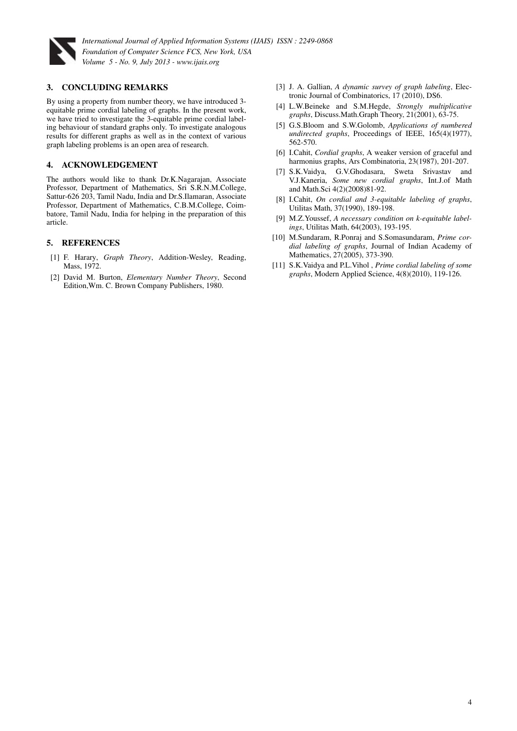## 3. CONCLUDING REMARKS

By using a property from number theory, we have introduced 3-equitable prime cordial labeling of graphs. In the present work, we have tried to investigate the 3-equitable prime cordial labeling behaviour of standard graphs only. To investigate analogous results for different graphs as well as in the context of various graph labeling problems is an open area of research.

## 4. ACKNOWLEDGEMENT

The authors would like to thank Dr.K.Nagarajan, Associate Professor, Department of Mathematics, Sri S.R.N.M.College, Sattur-626 203, Tamil Nadu, India and Dr.S.Ilamaran, Associate Professor, Department of Mathematics, C.B.M.College, Coimbatore, Tamil Nadu, India for helping in the preparation of this article.

## 5. REFERENCES

[1] F. Harary, *Graph Theory*, Addition-Wesley, Reading, Mass, 1972.

[2] David M. Burton, *Elementary Number Theory*, Second Edition,Wm. C. Brown Company Publishers, 1980.

[3] J. A. Gallian, *A dynamic survey of graph labeling*, Electronic Journal of Combinatorics, 17 (2010), DS6.

[4] L.W.Beineke and S.M.Hegde, *Strongly multiplicative graphs*, Discuss.Math.Graph Theory, 21(2001), 63-75.

[5] G.S.Bloom and S.W.Golomb, *Applications of numbered undirected graphs*, Proceedings of IEEE, 165(4)(1977), 562-570.

[6] I.Cahit, *Cordial graphs*, A weaker version of graceful and harmonius graphs, Ars Combinatoria, 23(1987), 201-207.

[7] S.K.Vaidya, G.V.Ghodasara, Sweta Srivastav and V.J.Kaneria, *Some new cordial graphs*, Int.J.of Math and Math.Sci 4(2)(2008)81-92.

[8] I.Cahit, *On cordial and 3-equitable labeling of graphs*, Utilitas Math, 37(1990), 189-198.

[9] M.Z.Youssef, *A necessary condition on k-equitable labelings*, Utilitas Math, 64(2003), 193-195.

[10] M.Sundaram, R.Ponraj and S.Somasundaram, *Prime cordial labeling of graphs*, Journal of Indian Academy of Mathematics, 27(2005), 373-390.

[11] S.K.Vaidya and P.L.Vihol , *Prime cordial labeling of some graphs*, Modern Applied Science, 4(8)(2010), 119-126.